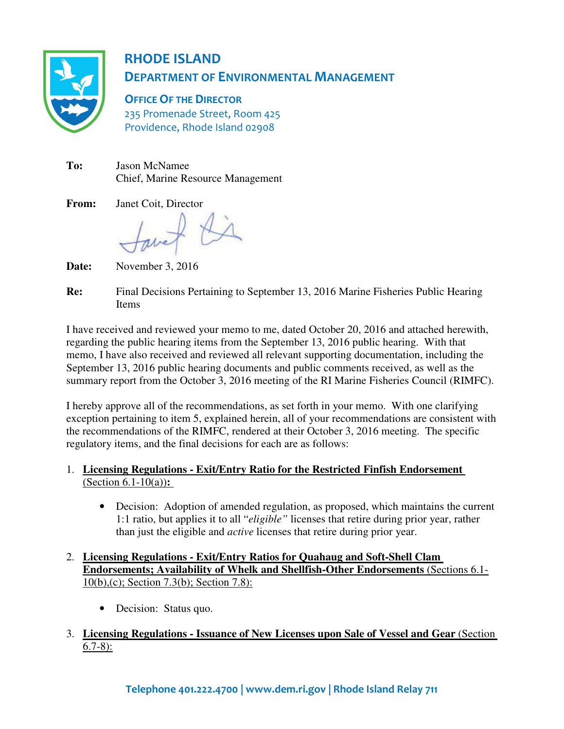# RHODE ISLAND
## DEPARTMENT OF ENVIRONMENTAL MANAGEMENT

**OFFICE OF THE DIRECTOR**
235 Promenade Street, Room 425
Providence, Rhode Island 02908

**To:** Jason McNamee
Chief, Marine Resource Management

**From:** Janet Coit, Director

**Date:** November 3, 2016

**Re:** Final Decisions Pertaining to September 13, 2016 Marine Fisheries Public Hearing Items

I have received and reviewed your memo to me, dated October 20, 2016 and attached herewith, regarding the public hearing items from the September 13, 2016 public hearing. With that memo, I have also received and reviewed all relevant supporting documentation, including the September 13, 2016 public hearing documents and public comments received, as well as the summary report from the October 3, 2016 meeting of the RI Marine Fisheries Council (RIMFC).

I hereby approve all of the recommendations, as set forth in your memo. With one clarifying exception pertaining to item 5, explained herein, all of your recommendations are consistent with the recommendations of the RIMFC, rendered at their October 3, 2016 meeting. The specific regulatory items, and the final decisions for each are as follows:

1. **Licensing Regulations - Exit/Entry Ratio for the Restricted Finfish Endorsement** (Section 6.1-10(a))**:**

   - Decision: Adoption of amended regulation, as proposed, which maintains the current 1:1 ratio, but applies it to all "*eligible"* licenses that retire during prior year, rather than just the eligible and *active* licenses that retire during prior year.

2. **Licensing Regulations - Exit/Entry Ratios for Quahaug and Soft-Shell Clam Endorsements; Availability of Whelk and Shellfish-Other Endorsements** (Sections 6.1-10(b),(c); Section 7.3(b); Section 7.8):

   - Decision: Status quo.

3. **Licensing Regulations - Issuance of New Licenses upon Sale of Vessel and Gear** (Section 6.7-8):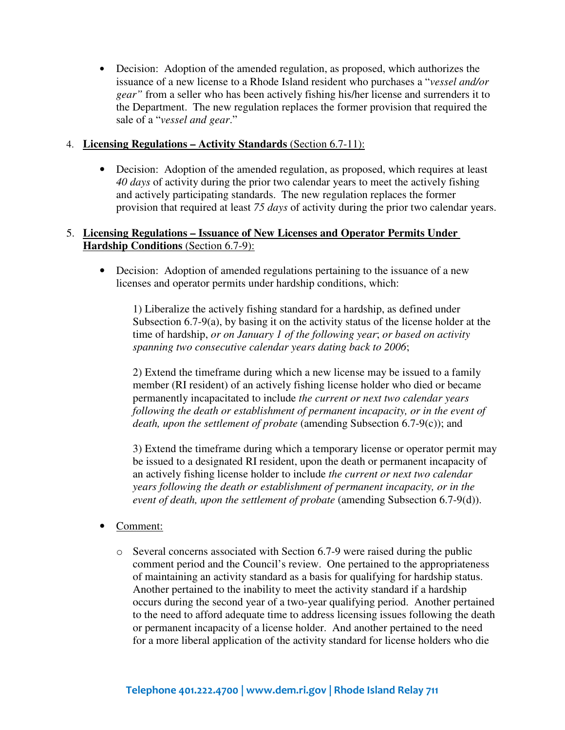- Decision: Adoption of the amended regulation, as proposed, which authorizes the issuance of a new license to a Rhode Island resident who purchases a "*vessel and/or gear"* from a seller who has been actively fishing his/her license and surrenders it to the Department. The new regulation replaces the former provision that required the sale of a "*vessel and gear*."

4. **Licensing Regulations – Activity Standards** (Section 6.7-11):

    - Decision: Adoption of the amended regulation, as proposed, which requires at least *40 days* of activity during the prior two calendar years to meet the actively fishing and actively participating standards. The new regulation replaces the former provision that required at least *75 days* of activity during the prior two calendar years.

5. **Licensing Regulations – Issuance of New Licenses and Operator Permits Under Hardship Conditions** (Section 6.7-9):

    - Decision: Adoption of amended regulations pertaining to the issuance of a new licenses and operator permits under hardship conditions, which:

        1) Liberalize the actively fishing standard for a hardship, as defined under Subsection 6.7-9(a), by basing it on the activity status of the license holder at the time of hardship, *or on January 1 of the following year*; *or based on activity spanning two consecutive calendar years dating back to 2006*;

        2) Extend the timeframe during which a new license may be issued to a family member (RI resident) of an actively fishing license holder who died or became permanently incapacitated to include *the current or next two calendar years following the death or establishment of permanent incapacity, or in the event of death, upon the settlement of probate* (amending Subsection 6.7-9(c)); and

        3) Extend the timeframe during which a temporary license or operator permit may be issued to a designated RI resident, upon the death or permanent incapacity of an actively fishing license holder to include *the current or next two calendar years following the death or establishment of permanent incapacity, or in the event of death, upon the settlement of probate* (amending Subsection 6.7-9(d)).

    - Comment:

        - Several concerns associated with Section 6.7-9 were raised during the public comment period and the Council's review. One pertained to the appropriateness of maintaining an activity standard as a basis for qualifying for hardship status. Another pertained to the inability to meet the activity standard if a hardship occurs during the second year of a two-year qualifying period. Another pertained to the need to afford adequate time to address licensing issues following the death or permanent incapacity of a license holder. And another pertained to the need for a more liberal application of the activity standard for license holders who die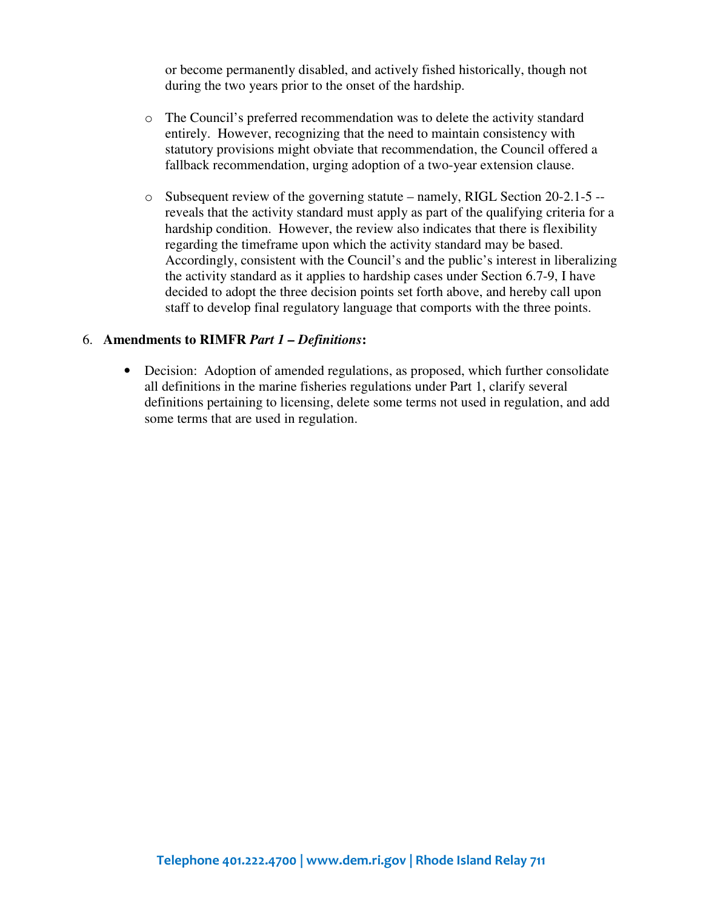or become permanently disabled, and actively fished historically, though not during the two years prior to the onset of the hardship.

- The Council's preferred recommendation was to delete the activity standard entirely. However, recognizing that the need to maintain consistency with statutory provisions might obviate that recommendation, the Council offered a fallback recommendation, urging adoption of a two-year extension clause.

- Subsequent review of the governing statute – namely, RIGL Section 20-2.1-5 -- reveals that the activity standard must apply as part of the qualifying criteria for a hardship condition. However, the review also indicates that there is flexibility regarding the timeframe upon which the activity standard may be based. Accordingly, consistent with the Council's and the public's interest in liberalizing the activity standard as it applies to hardship cases under Section 6.7-9, I have decided to adopt the three decision points set forth above, and hereby call upon staff to develop final regulatory language that comports with the three points.

6. **Amendments to RIMFR *Part 1 – Definitions*:**

   - Decision: Adoption of amended regulations, as proposed, which further consolidate all definitions in the marine fisheries regulations under Part 1, clarify several definitions pertaining to licensing, delete some terms not used in regulation, and add some terms that are used in regulation.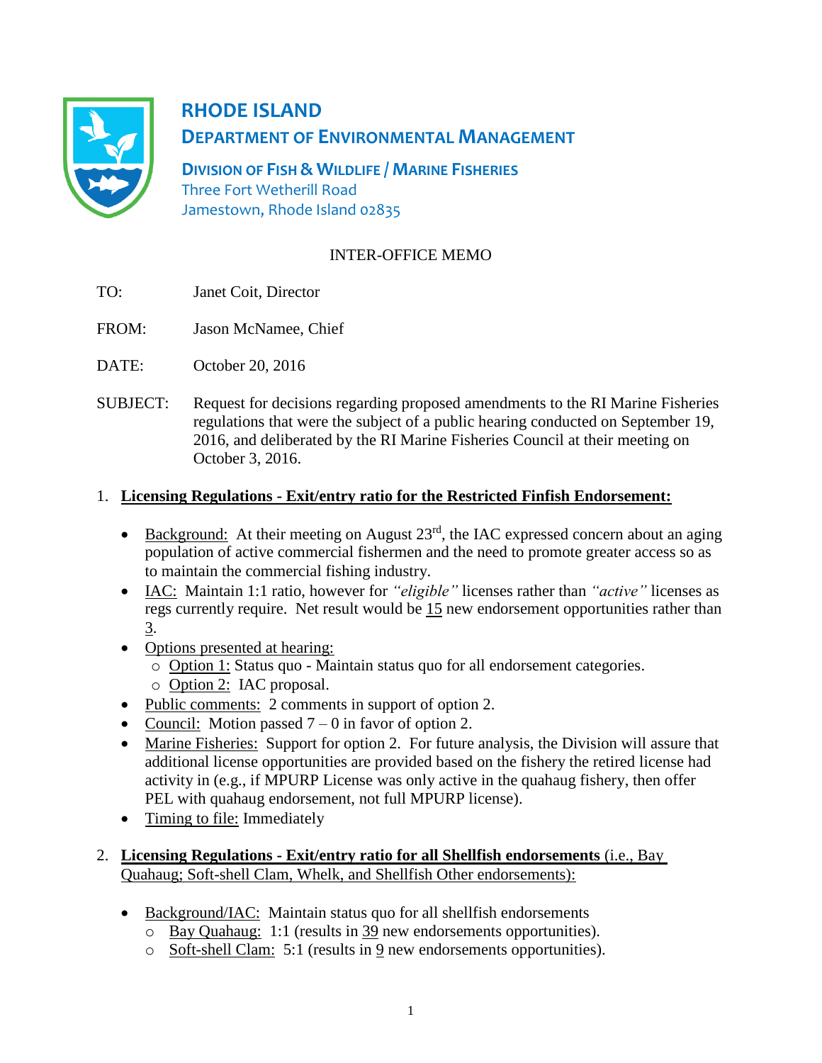# RHODE ISLAND
## DEPARTMENT OF ENVIRONMENTAL MANAGEMENT

**DIVISION OF FISH & WILDLIFE / MARINE FISHERIES**
Three Fort Wetherill Road
Jamestown, Rhode Island 02835

INTER-OFFICE MEMO

TO: Janet Coit, Director

FROM: Jason McNamee, Chief

DATE: October 20, 2016

SUBJECT: Request for decisions regarding proposed amendments to the RI Marine Fisheries regulations that were the subject of a public hearing conducted on September 19, 2016, and deliberated by the RI Marine Fisheries Council at their meeting on October 3, 2016.

1. **Licensing Regulations - Exit/entry ratio for the Restricted Finfish Endorsement:**

   - Background: At their meeting on August 23rd, the IAC expressed concern about an aging population of active commercial fishermen and the need to promote greater access so as to maintain the commercial fishing industry.
   - IAC: Maintain 1:1 ratio, however for *"eligible"* licenses rather than *"active"* licenses as regs currently require. Net result would be 15 new endorsement opportunities rather than 3.
   - Options presented at hearing:
     - Option 1: Status quo - Maintain status quo for all endorsement categories.
     - Option 2: IAC proposal.
   - Public comments: 2 comments in support of option 2.
   - Council: Motion passed 7 – 0 in favor of option 2.
   - Marine Fisheries: Support for option 2. For future analysis, the Division will assure that additional license opportunities are provided based on the fishery the retired license had activity in (e.g., if MPURP License was only active in the quahaug fishery, then offer PEL with quahaug endorsement, not full MPURP license).
   - Timing to file: Immediately

2. **Licensing Regulations - Exit/entry ratio for all Shellfish endorsements** (i.e., Bay Quahaug; Soft-shell Clam, Whelk, and Shellfish Other endorsements):

   - Background/IAC: Maintain status quo for all shellfish endorsements
     - Bay Quahaug: 1:1 (results in 39 new endorsements opportunities).
     - Soft-shell Clam: 5:1 (results in 9 new endorsements opportunities).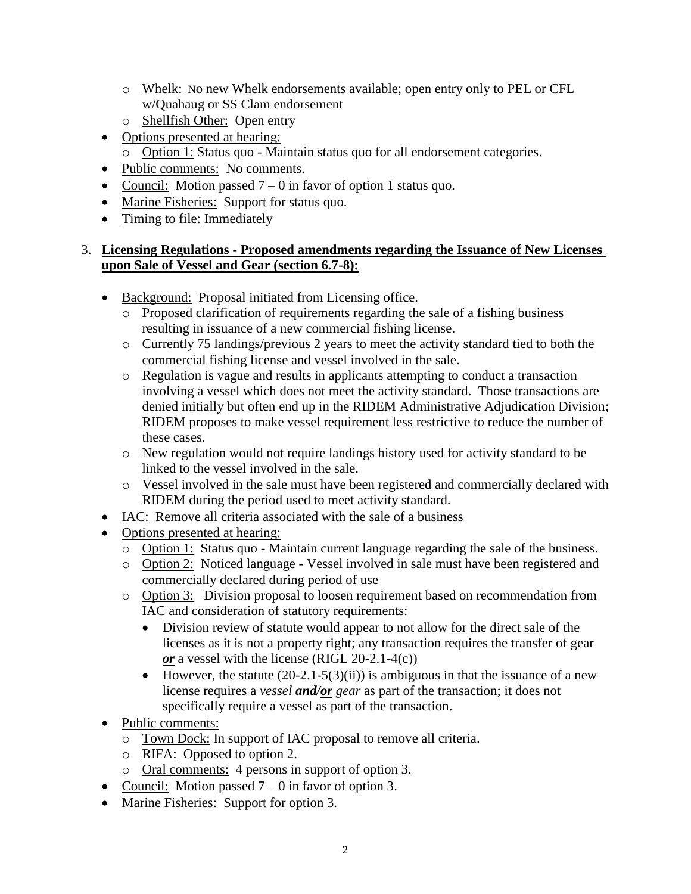- Whelk: No new Whelk endorsements available; open entry only to PEL or CFL w/Quahaug or SS Clam endorsement
  - Shellfish Other: Open entry
- Options presented at hearing:
  - Option 1: Status quo - Maintain status quo for all endorsement categories.
- Public comments: No comments.
- Council: Motion passed 7 – 0 in favor of option 1 status quo.
- Marine Fisheries: Support for status quo.
- Timing to file: Immediately

3. **Licensing Regulations - Proposed amendments regarding the Issuance of New Licenses upon Sale of Vessel and Gear (section 6.7-8):**

- Background: Proposal initiated from Licensing office.
  - Proposed clarification of requirements regarding the sale of a fishing business resulting in issuance of a new commercial fishing license.
  - Currently 75 landings/previous 2 years to meet the activity standard tied to both the commercial fishing license and vessel involved in the sale.
  - Regulation is vague and results in applicants attempting to conduct a transaction involving a vessel which does not meet the activity standard. Those transactions are denied initially but often end up in the RIDEM Administrative Adjudication Division; RIDEM proposes to make vessel requirement less restrictive to reduce the number of these cases.
  - New regulation would not require landings history used for activity standard to be linked to the vessel involved in the sale.
  - Vessel involved in the sale must have been registered and commercially declared with RIDEM during the period used to meet activity standard.
- IAC: Remove all criteria associated with the sale of a business
- Options presented at hearing:
  - Option 1: Status quo - Maintain current language regarding the sale of the business.
  - Option 2: Noticed language - Vessel involved in sale must have been registered and commercially declared during period of use
  - Option 3: Division proposal to loosen requirement based on recommendation from IAC and consideration of statutory requirements:
    - Division review of statute would appear to not allow for the direct sale of the licenses as it is not a property right; any transaction requires the transfer of gear ***or*** a vessel with the license (RIGL 20-2.1-4(c))
    - However, the statute (20-2.1-5(3)(ii)) is ambiguous in that the issuance of a new license requires a *vessel **and/or** gear* as part of the transaction; it does not specifically require a vessel as part of the transaction.
- Public comments:
  - Town Dock: In support of IAC proposal to remove all criteria.
  - RIFA: Opposed to option 2.
  - Oral comments: 4 persons in support of option 3.
- Council: Motion passed 7 – 0 in favor of option 3.
- Marine Fisheries: Support for option 3.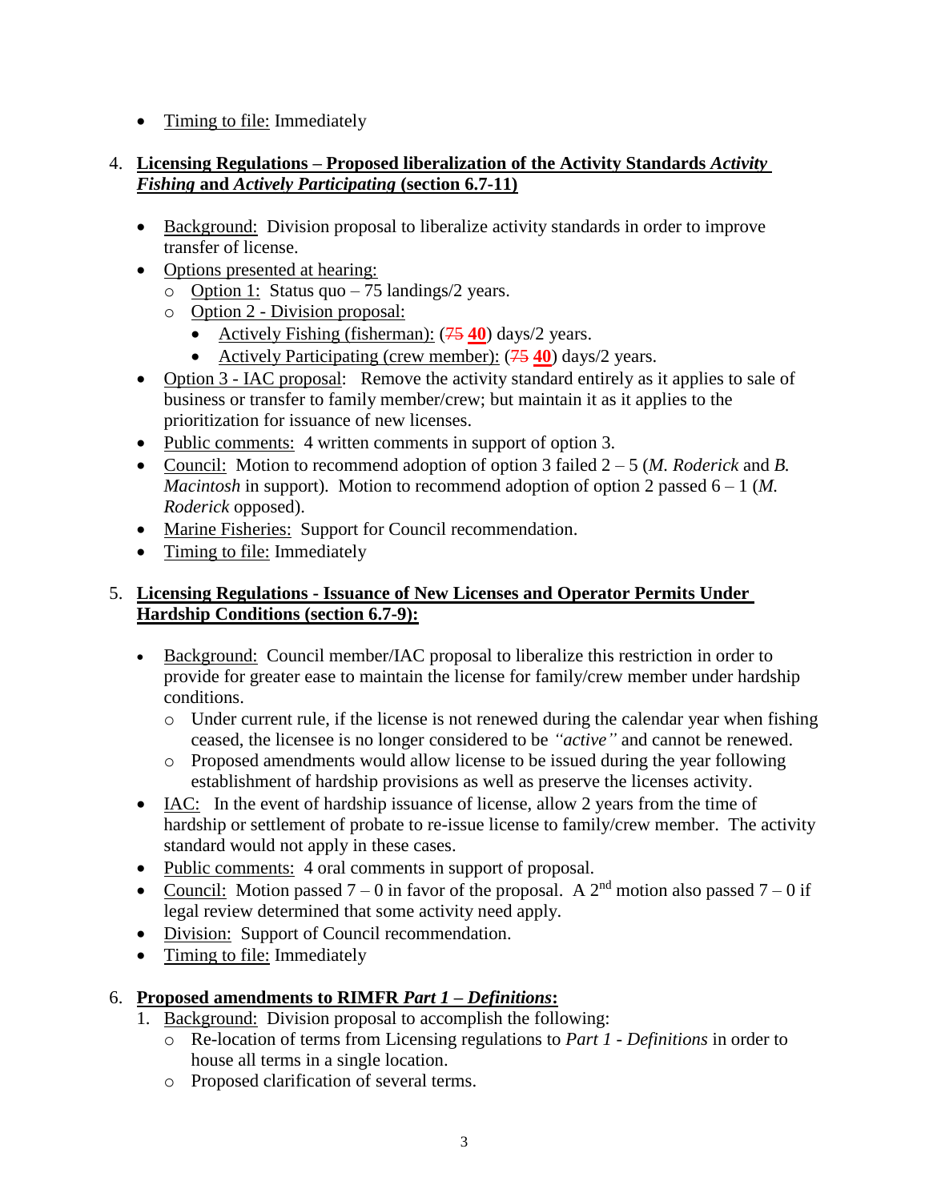- Timing to file: Immediately

4. **Licensing Regulations – Proposed liberalization of the Activity Standards *Activity Fishing* and *Actively Participating* (section 6.7-11)**

   - Background: Division proposal to liberalize activity standards in order to improve transfer of license.
   - Options presented at hearing:
     - Option 1: Status quo – 75 landings/2 years.
     - Option 2 - Division proposal:
       - Actively Fishing (fisherman): (~~75~~ **40**) days/2 years.
       - Actively Participating (crew member): (~~75~~ **40**) days/2 years.
   - Option 3 - IAC proposal: Remove the activity standard entirely as it applies to sale of business or transfer to family member/crew; but maintain it as it applies to the prioritization for issuance of new licenses.
   - Public comments: 4 written comments in support of option 3.
   - Council: Motion to recommend adoption of option 3 failed 2 – 5 (*M. Roderick* and *B. Macintosh* in support). Motion to recommend adoption of option 2 passed 6 – 1 (*M. Roderick* opposed).
   - Marine Fisheries: Support for Council recommendation.
   - Timing to file: Immediately

5. **Licensing Regulations - Issuance of New Licenses and Operator Permits Under Hardship Conditions (section 6.7-9):**

   - Background: Council member/IAC proposal to liberalize this restriction in order to provide for greater ease to maintain the license for family/crew member under hardship conditions.
     - Under current rule, if the license is not renewed during the calendar year when fishing ceased, the licensee is no longer considered to be *"active"* and cannot be renewed.
     - Proposed amendments would allow license to be issued during the year following establishment of hardship provisions as well as preserve the licenses activity.
   - IAC: In the event of hardship issuance of license, allow 2 years from the time of hardship or settlement of probate to re-issue license to family/crew member. The activity standard would not apply in these cases.
   - Public comments: 4 oral comments in support of proposal.
   - Council: Motion passed 7 – 0 in favor of the proposal. A 2nd motion also passed 7 – 0 if legal review determined that some activity need apply.
   - Division: Support of Council recommendation.
   - Timing to file: Immediately

6. **Proposed amendments to RIMFR *Part 1 – Definitions*:**
   1. Background: Division proposal to accomplish the following:
      - Re-location of terms from Licensing regulations to *Part 1 - Definitions* in order to house all terms in a single location.
      - Proposed clarification of several terms.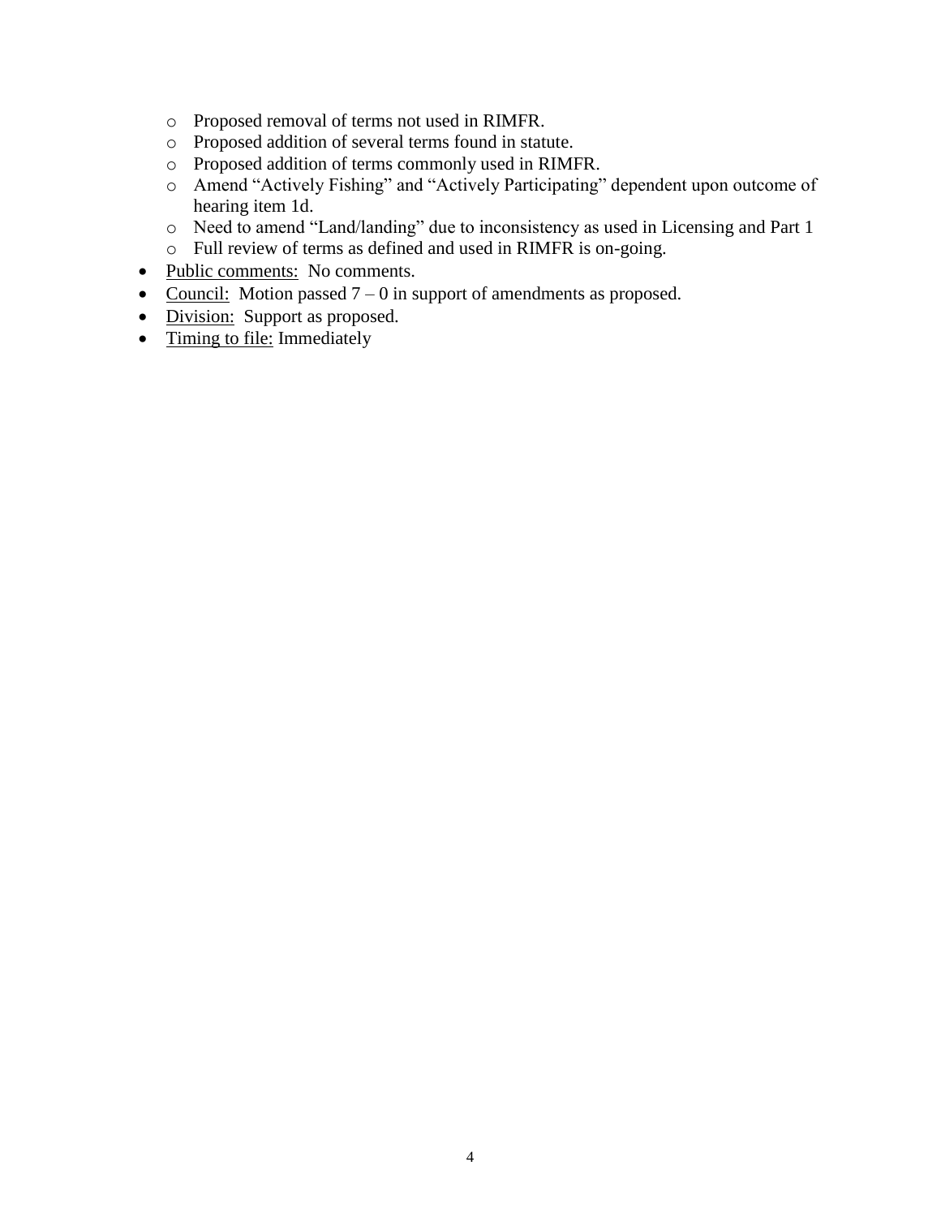- Proposed removal of terms not used in RIMFR.
  - Proposed addition of several terms found in statute.
  - Proposed addition of terms commonly used in RIMFR.
  - Amend "Actively Fishing" and "Actively Participating" dependent upon outcome of hearing item 1d.
  - Need to amend "Land/landing" due to inconsistency as used in Licensing and Part 1
  - Full review of terms as defined and used in RIMFR is on-going.
- Public comments: No comments.
- Council: Motion passed 7 – 0 in support of amendments as proposed.
- Division: Support as proposed.
- Timing to file: Immediately